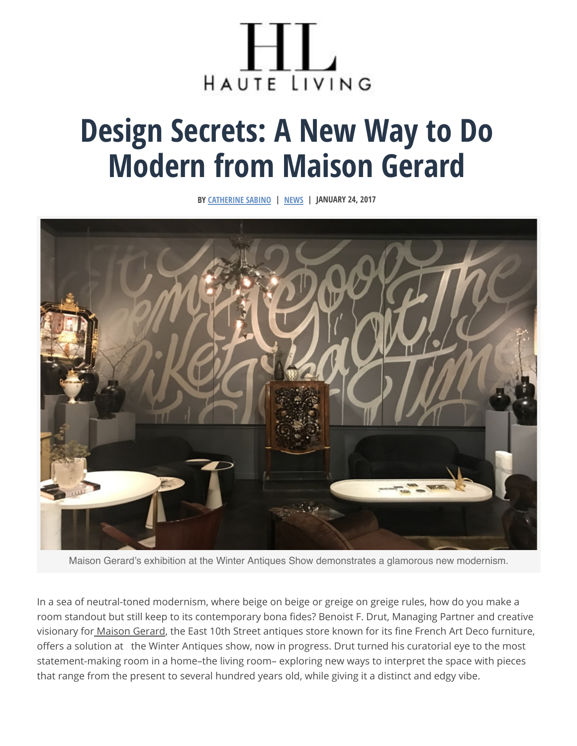HAUTE LIVING

# Design Secrets: A New Way to Do Modern from Maison Gerard

BY CATHERINE SABINO | NEWS | JANUARY 24, 2017

Maison Gerard's exhibition at the Winter Antiques Show demonstrates a glamorous new modernism.

In a sea of neutral-toned modernism, where beige on beige or greige on greige rules, how do you make a room standout but still keep to its contemporary bona fides? Benoist F. Drut, Managing Partner and creative visionary for Maison Gerard, the East 10th Street antiques store known for its fine French Art Deco furniture, offers a solution at the Winter Antiques show, now in progress. Drut turned his curatorial eye to the most statement-making room in a home–the living room– exploring new ways to interpret the space with pieces that range from the present to several hundred years old, while giving it a distinct and edgy vibe.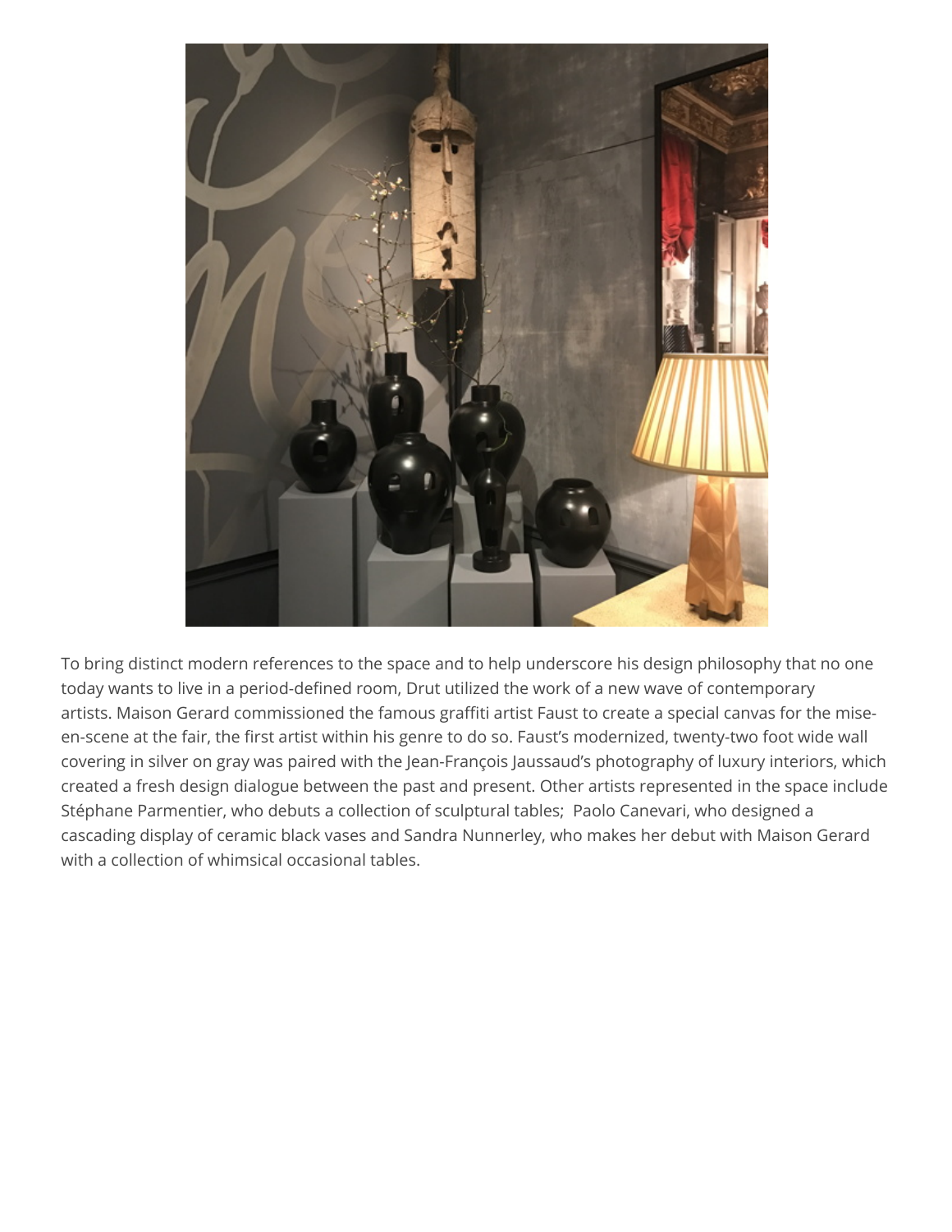To bring distinct modern references to the space and to help underscore his design philosophy that no one today wants to live in a period-defined room, Drut utilized the work of a new wave of contemporary artists. Maison Gerard commissioned the famous graffiti artist Faust to create a special canvas for the mise-en-scene at the fair, the first artist within his genre to do so. Faust's modernized, twenty-two foot wide wall covering in silver on gray was paired with the Jean-François Jaussaud's photography of luxury interiors, which created a fresh design dialogue between the past and present. Other artists represented in the space include Stéphane Parmentier, who debuts a collection of sculptural tables; Paolo Canevari, who designed a cascading display of ceramic black vases and Sandra Nunnerley, who makes her debut with Maison Gerard with a collection of whimsical occasional tables.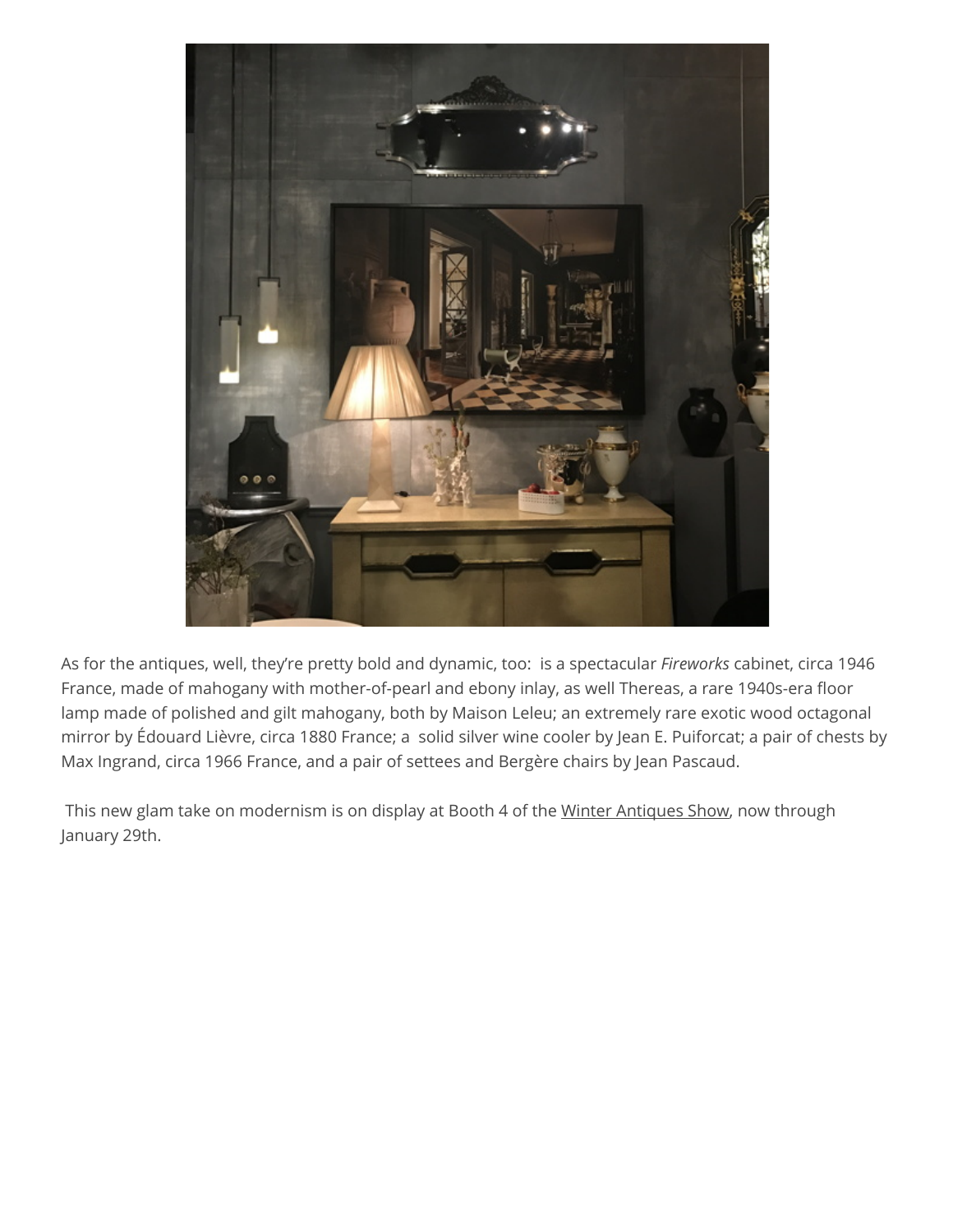As for the antiques, well, they're pretty bold and dynamic, too:  is a spectacular *Fireworks* cabinet, circa 1946 France, made of mahogany with mother-of-pearl and ebony inlay, as well Thereas, a rare 1940s-era floor lamp made of polished and gilt mahogany, both by Maison Leleu; an extremely rare exotic wood octagonal mirror by Édouard Lièvre, circa 1880 France; a  solid silver wine cooler by Jean E. Puiforcat; a pair of chests by Max Ingrand, circa 1966 France, and a pair of settees and Bergère chairs by Jean Pascaud.

This new glam take on modernism is on display at Booth 4 of the Winter Antiques Show, now through January 29th.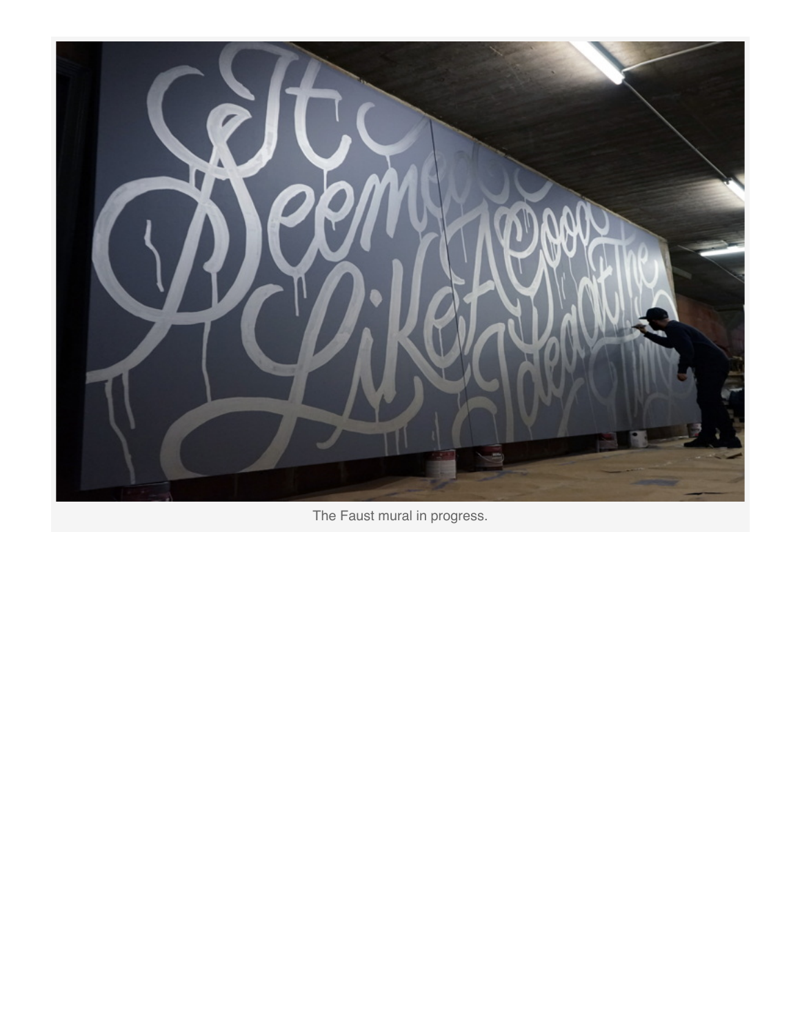The Faust mural in progress.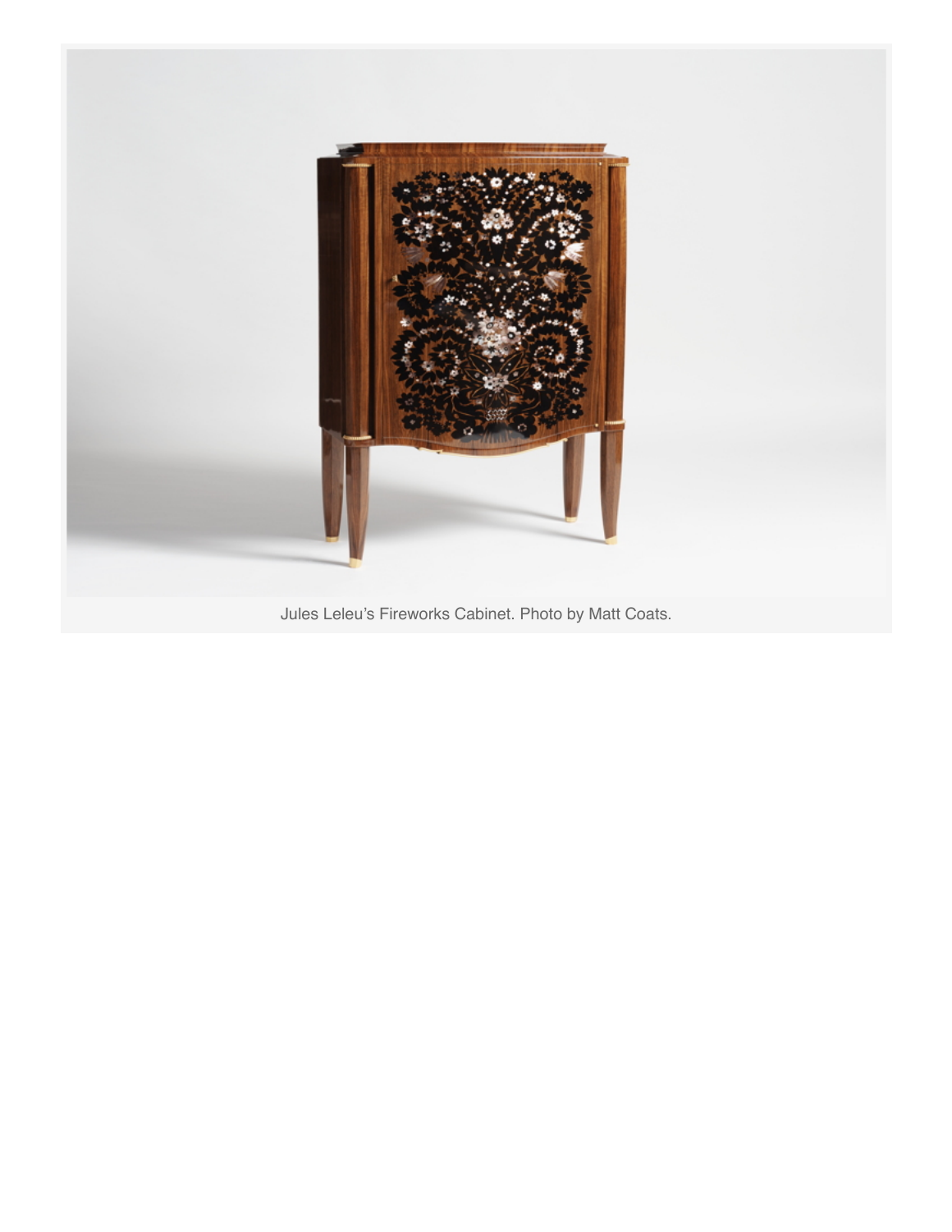Jules Leleu’s Fireworks Cabinet. Photo by Matt Coats.